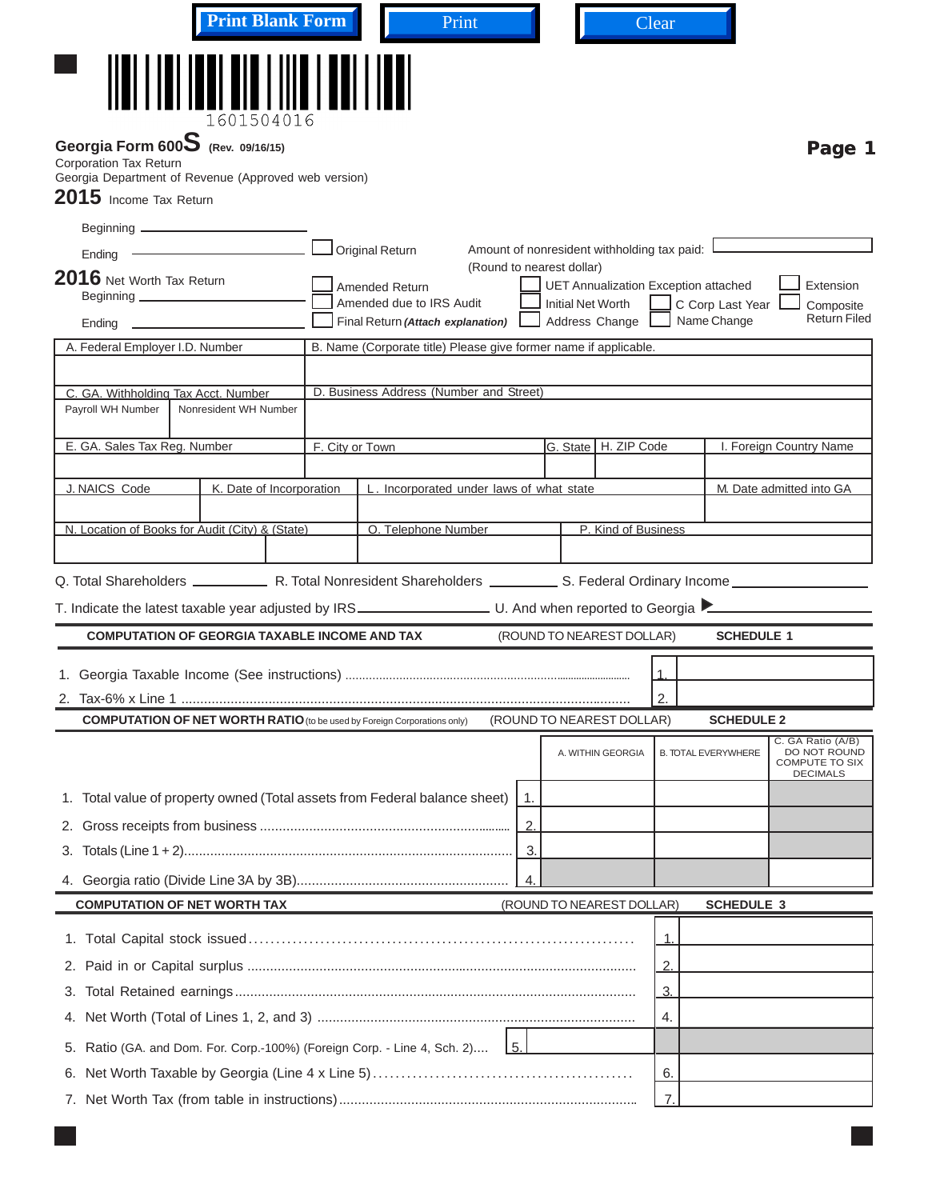Print Blank Form | Print | Clear

1601504016

**Georgia Form 600S** (Rev. 09/16/15)
Corporation Tax Return
Georgia Department of Revenue (Approved web version)

**2015** Income Tax Return

Beginning ____________

Ending ____________

**2016** Net Worth Tax Return

Beginning ____________

Ending ____________

☐ Original Return
☐ Amended Return
☐ Amended due to IRS Audit
☐ Final Return *(Attach explanation)*

Amount of nonresident withholding tax paid: ____________
(Round to nearest dollar)

☐ UET Annualization Exception attached
☐ Initial Net Worth
☐ Address Change
☐ C Corp Last Year
☐ Name Change
☐ Extension
☐ Composite Return Filed

| | | | | |
|---|---|---|---|---|
| A. Federal Employer I.D. Number | | B. Name (Corporate title) Please give former name if applicable. | | |
| C. GA. Withholding Tax Acct. Number | | D. Business Address (Number and Street) | | |
| Payroll WH Number | Nonresident WH Number | | | |
| E. GA. Sales Tax Reg. Number | | F. City or Town | G. State | H. ZIP Code / I. Foreign Country Name |
| J. NAICS Code | K. Date of Incorporation | L. Incorporated under laws of what state | | M. Date admitted into GA |
| N. Location of Books for Audit (City) & (State) | | O. Telephone Number | P. Kind of Business | |

Q. Total Shareholders ________ R. Total Nonresident Shareholders ________ S. Federal Ordinary Income ________

T. Indicate the latest taxable year adjusted by IRS ____________ U. And when reported to Georgia ▶ ____________

**COMPUTATION OF GEORGIA TAXABLE INCOME AND TAX** (ROUND TO NEAREST DOLLAR) **SCHEDULE 1**

| | | |
|---|---|---|
| 1. Georgia Taxable Income (See instructions) | 1. | |
| 2. Tax-6% x Line 1 | 2. | |

**COMPUTATION OF NET WORTH RATIO** (to be used by Foreign Corporations only) (ROUND TO NEAREST DOLLAR) **SCHEDULE 2**

| | | A. WITHIN GEORGIA | B. TOTAL EVERYWHERE | C. GA Ratio (A/B) DO NOT ROUND COMPUTE TO SIX DECIMALS |
|---|---|---|---|---|
| 1. Total value of property owned (Total assets from Federal balance sheet) | 1. | | | |
| 2. Gross receipts from business | 2. | | | |
| 3. Totals (Line 1 + 2) | 3. | | | |
| 4. Georgia ratio (Divide Line 3A by 3B) | 4. | | | |

**COMPUTATION OF NET WORTH TAX** (ROUND TO NEAREST DOLLAR) **SCHEDULE 3**

| | | | |
|---|---|---|---|
| 1. Total Capital stock issued | | 1. | |
| 2. Paid in or Capital surplus | | 2. | |
| 3. Total Retained earnings | | 3. | |
| 4. Net Worth (Total of Lines 1, 2, and 3) | | 4. | |
| 5. Ratio (GA. and Dom. For. Corp.-100%) (Foreign Corp. - Line 4, Sch. 2) | 5. | | |
| 6. Net Worth Taxable by Georgia (Line 4 x Line 5) | | 6. | |
| 7. Net Worth Tax (from table in instructions) | | 7. | |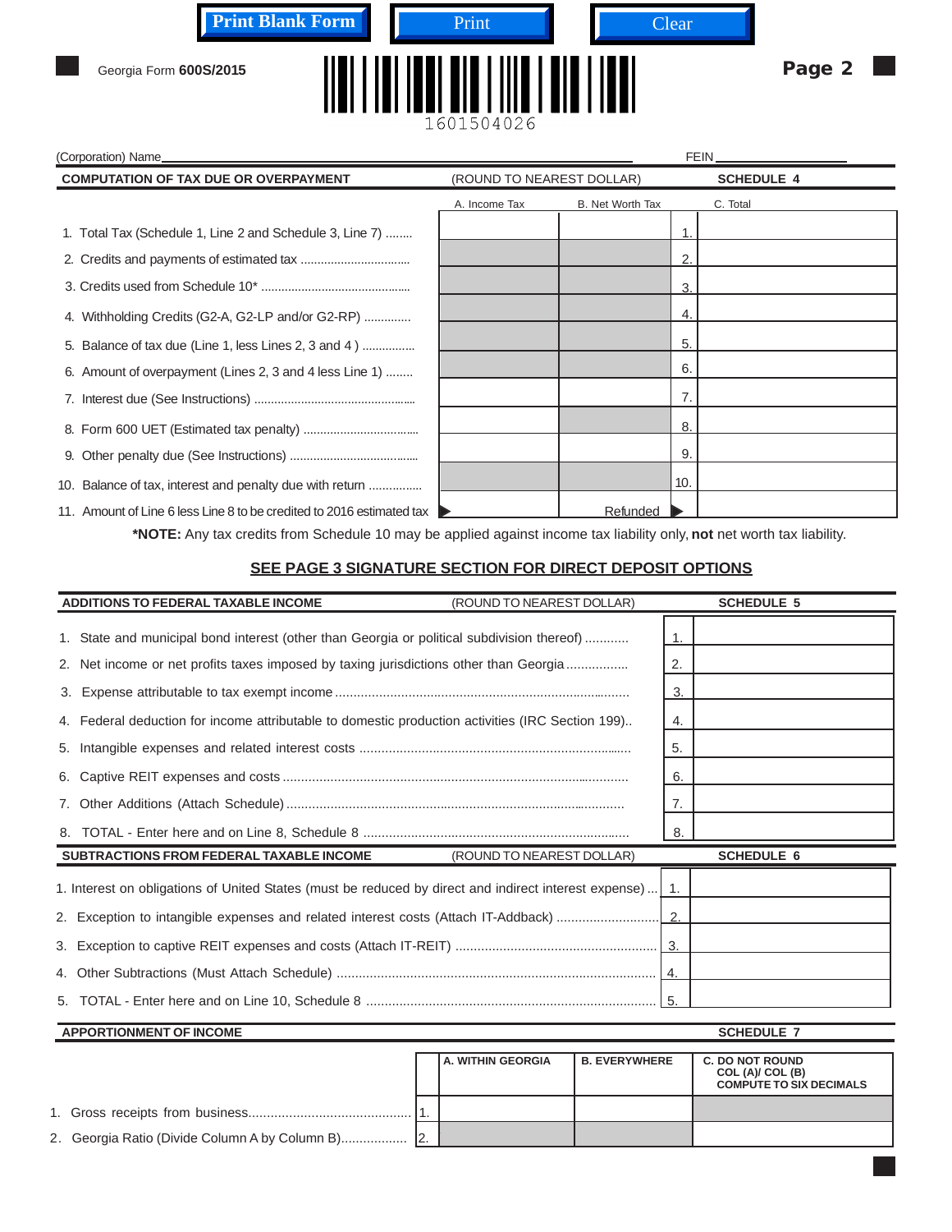Georgia Form **600S/2015**

1601504026

(Corporation) Name ______________________________ FEIN ____________

| **COMPUTATION OF TAX DUE OR OVERPAYMENT** (ROUND TO NEAREST DOLLAR) **SCHEDULE 4** | A. Income Tax | B. Net Worth Tax | | C. Total |
|---|---|---|---|---|
| 1. Total Tax (Schedule 1, Line 2 and Schedule 3, Line 7) | | | 1. | |
| 2. Credits and payments of estimated tax | | | 2. | |
| 3. Credits used from Schedule 10* | | | 3. | |
| 4. Withholding Credits (G2-A, G2-LP and/or G2-RP) | | | 4. | |
| 5. Balance of tax due (Line 1, less Lines 2, 3 and 4 ) | | | 5. | |
| 6. Amount of overpayment (Lines 2, 3 and 4 less Line 1) | | | 6. | |
| 7. Interest due (See Instructions) | | | 7. | |
| 8. Form 600 UET (Estimated tax penalty) | | | 8. | |
| 9. Other penalty due (See Instructions) | | | 9. | |
| 10. Balance of tax, interest and penalty due with return | | | 10. | |
| 11. Amount of Line 6 less Line 8 to be credited to 2016 estimated tax | | Refunded | | |

***NOTE:** Any tax credits from Schedule 10 may be applied against income tax liability only, **not** net worth tax liability.

**SEE PAGE 3 SIGNATURE SECTION FOR DIRECT DEPOSIT OPTIONS**

| **ADDITIONS TO FEDERAL TAXABLE INCOME** (ROUND TO NEAREST DOLLAR) **SCHEDULE 5** | | |
|---|---|---|
| 1. State and municipal bond interest (other than Georgia or political subdivision thereof) | 1. | |
| 2. Net income or net profits taxes imposed by taxing jurisdictions other than Georgia | 2. | |
| 3. Expense attributable to tax exempt income | 3. | |
| 4. Federal deduction for income attributable to domestic production activities (IRC Section 199) | 4. | |
| 5. Intangible expenses and related interest costs | 5. | |
| 6. Captive REIT expenses and costs | 6. | |
| 7. Other Additions (Attach Schedule) | 7. | |
| 8. TOTAL - Enter here and on Line 8, Schedule 8 | 8. | |

| **SUBTRACTIONS FROM FEDERAL TAXABLE INCOME** (ROUND TO NEAREST DOLLAR) **SCHEDULE 6** | | |
|---|---|---|
| 1. Interest on obligations of United States (must be reduced by direct and indirect interest expense) | 1. | |
| 2. Exception to intangible expenses and related interest costs (Attach IT-Addback) | 2. | |
| 3. Exception to captive REIT expenses and costs (Attach IT-REIT) | 3. | |
| 4. Other Subtractions (Must Attach Schedule) | 4. | |
| 5. TOTAL - Enter here and on Line 10, Schedule 8 | 5. | |

| **APPORTIONMENT OF INCOME** **SCHEDULE 7** | | A. WITHIN GEORGIA | B. EVERYWHERE | C. DO NOT ROUND COL (A)/ COL (B) COMPUTE TO SIX DECIMALS |
|---|---|---|---|---|
| 1. Gross receipts from business | 1. | | | |
| 2. Georgia Ratio (Divide Column A by Column B) | 2. | | | |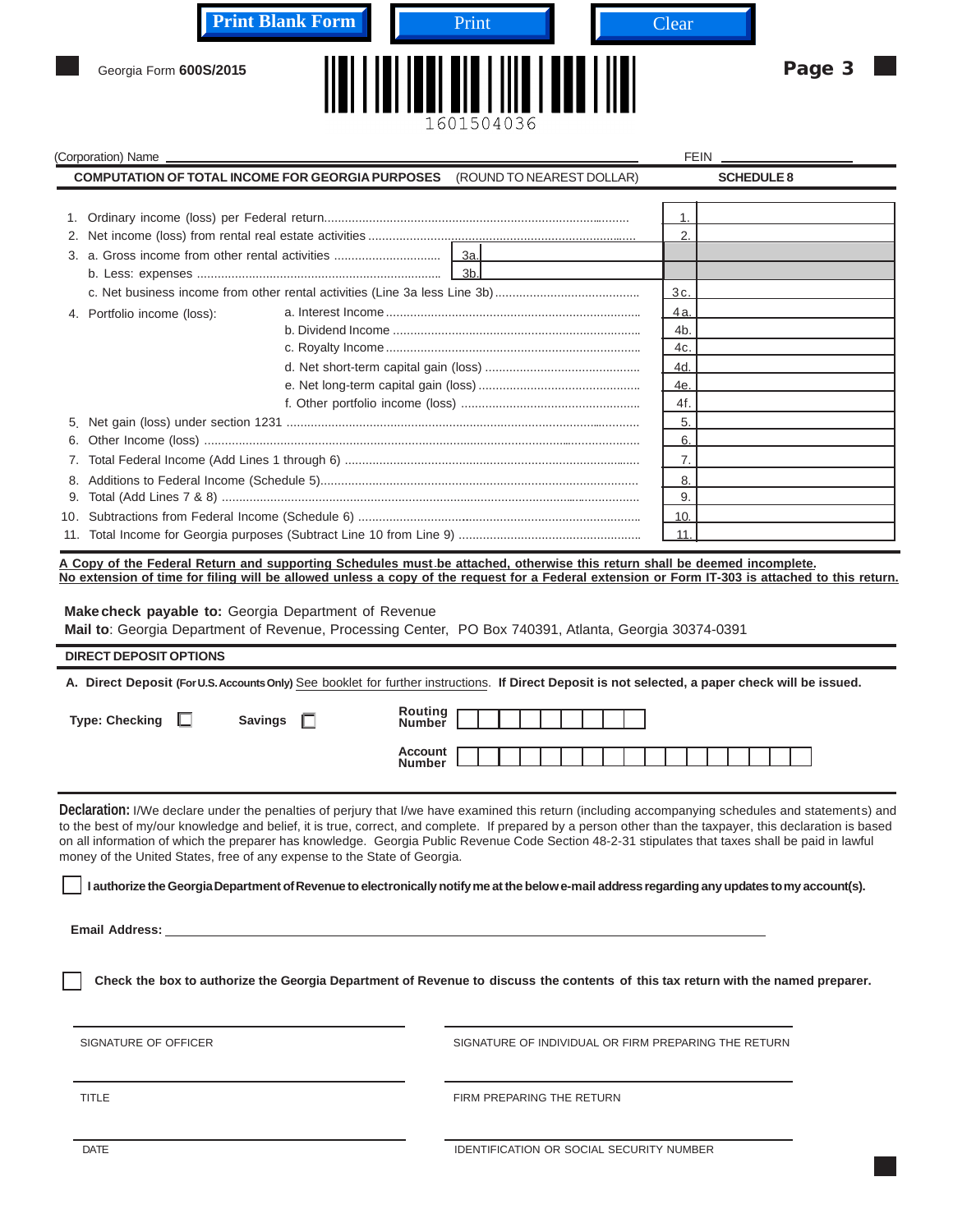Georgia Form **600S/2015**

1601504036

(Corporation) Name ______________________ FEIN ______________

**COMPUTATION OF TOTAL INCOME FOR GEORGIA PURPOSES** (ROUND TO NEAREST DOLLAR) **SCHEDULE 8**

| | | | |
|---|---|---|---|
| 1. Ordinary income (loss) per Federal return | | 1. | |
| 2. Net income (loss) from rental real estate activities | | 2. | |
| 3. a. Gross income from other rental activities | 3a. | | |
| b. Less: expenses | 3b. | | |
| c. Net business income from other rental activities (Line 3a less Line 3b) | | 3c. | |
| 4. Portfolio income (loss): a. Interest Income | | 4a. | |
| b. Dividend Income | | 4b. | |
| c. Royalty Income | | 4c. | |
| d. Net short-term capital gain (loss) | | 4d. | |
| e. Net long-term capital gain (loss) | | 4e. | |
| f. Other portfolio income (loss) | | 4f. | |
| 5. Net gain (loss) under section 1231 | | 5. | |
| 6. Other Income (loss) | | 6. | |
| 7. Total Federal Income (Add Lines 1 through 6) | | 7. | |
| 8. Additions to Federal Income (Schedule 5) | | 8. | |
| 9. Total (Add Lines 7 & 8) | | 9. | |
| 10. Subtractions from Federal Income (Schedule 6) | | 10. | |
| 11. Total Income for Georgia purposes (Subtract Line 10 from Line 9) | | 11. | |

**A Copy of the Federal Return and supporting Schedules must be attached, otherwise this return shall be deemed incomplete.**
**No extension of time for filing will be allowed unless a copy of the request for a Federal extension or Form IT-303 is attached to this return.**

**Make check payable to:** Georgia Department of Revenue
**Mail to**: Georgia Department of Revenue, Processing Center, PO Box 740391, Atlanta, Georgia 30374-0391

**DIRECT DEPOSIT OPTIONS**

**A. Direct Deposit (For U.S. Accounts Only)** See booklet for further instructions. **If Direct Deposit is not selected, a paper check will be issued.**

**Type: Checking** ☐ **Savings** ☐

**Routing Number** ____________

**Account Number** ____________

**Declaration:** I/We declare under the penalties of perjury that I/we have examined this return (including accompanying schedules and statements) and to the best of my/our knowledge and belief, it is true, correct, and complete. If prepared by a person other than the taxpayer, this declaration is based on all information of which the preparer has knowledge. Georgia Public Revenue Code Section 48-2-31 stipulates that taxes shall be paid in lawful money of the United States, free of any expense to the State of Georgia.

☐ **I authorize the Georgia Department of Revenue to electronically notify me at the below e-mail address regarding any updates to my account(s).**

**Email Address:** ______________________

☐ **Check the box to authorize the Georgia Department of Revenue to discuss the contents of this tax return with the named preparer.**

SIGNATURE OF OFFICER

SIGNATURE OF INDIVIDUAL OR FIRM PREPARING THE RETURN

TITLE

FIRM PREPARING THE RETURN

DATE

IDENTIFICATION OR SOCIAL SECURITY NUMBER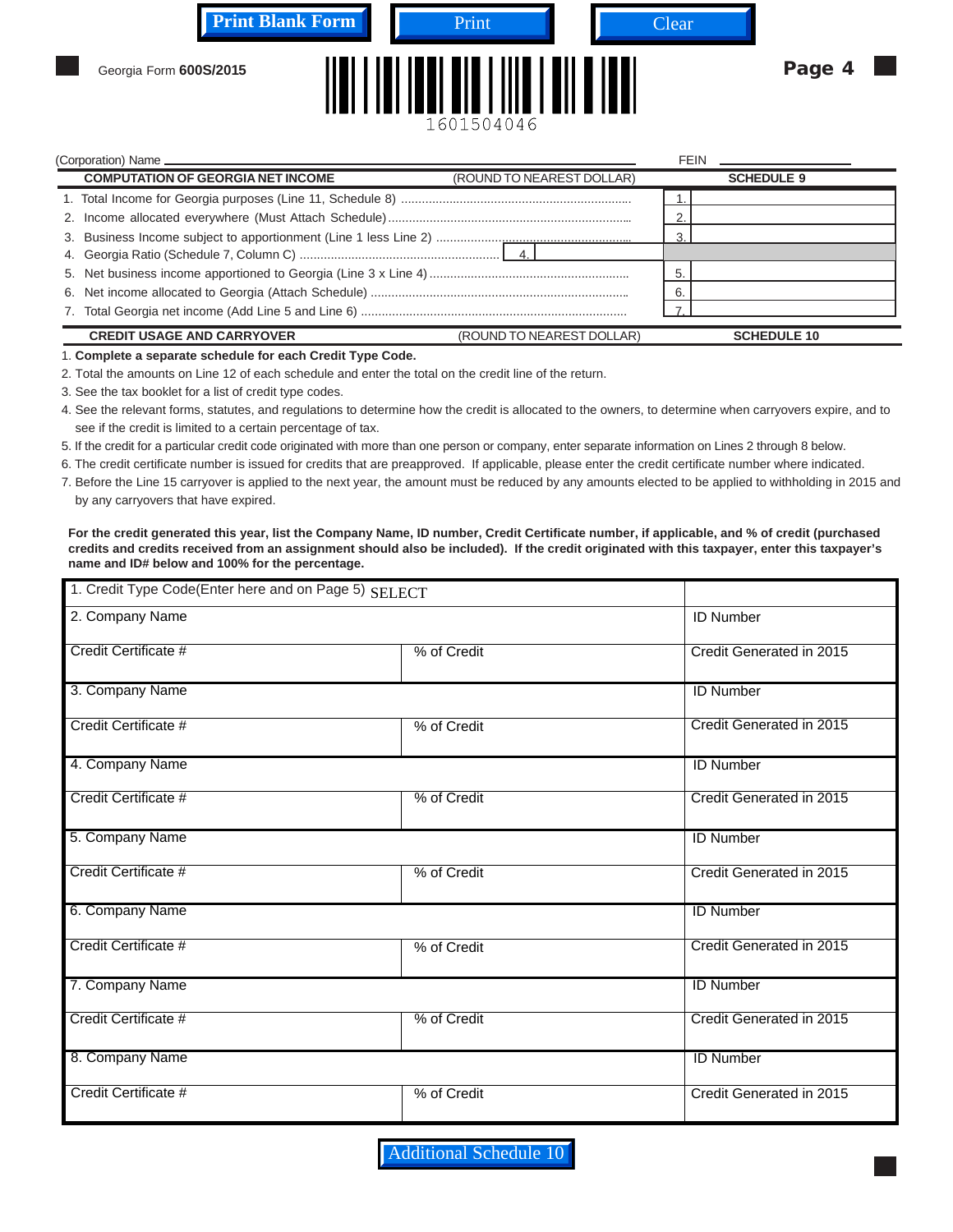Georgia Form **600S/2015**

1601504046

(Corporation) Name ______________________ FEIN ______________

**COMPUTATION OF GEORGIA NET INCOME** (ROUND TO NEAREST DOLLAR) **SCHEDULE 9**

| | | |
|---|---|---|
| 1. Total Income for Georgia purposes (Line 11, Schedule 8) | 1. | |
| 2. Income allocated everywhere (Must Attach Schedule) | 2. | |
| 3. Business Income subject to apportionment (Line 1 less Line 2) | 3. | |
| 4. Georgia Ratio (Schedule 7, Column C) 4. | | |
| 5. Net business income apportioned to Georgia (Line 3 x Line 4) | 5. | |
| 6. Net income allocated to Georgia (Attach Schedule) | 6. | |
| 7. Total Georgia net income (Add Line 5 and Line 6) | 7. | |

**CREDIT USAGE AND CARRYOVER** (ROUND TO NEAREST DOLLAR) **SCHEDULE 10**

1. **Complete a separate schedule for each Credit Type Code.**
2. Total the amounts on Line 12 of each schedule and enter the total on the credit line of the return.
3. See the tax booklet for a list of credit type codes.
4. See the relevant forms, statutes, and regulations to determine how the credit is allocated to the owners, to determine when carryovers expire, and to see if the credit is limited to a certain percentage of tax.
5. If the credit for a particular credit code originated with more than one person or company, enter separate information on Lines 2 through 8 below.
6. The credit certificate number is issued for credits that are preapproved. If applicable, please enter the credit certificate number where indicated.
7. Before the Line 15 carryover is applied to the next year, the amount must be reduced by any amounts elected to be applied to withholding in 2015 and by any carryovers that have expired.

**For the credit generated this year, list the Company Name, ID number, Credit Certificate number, if applicable, and % of credit (purchased credits and credits received from an assignment should also be included). If the credit originated with this taxpayer, enter this taxpayer's name and ID# below and 100% for the percentage.**

| | | |
|---|---|---|
| 1. Credit Type Code(Enter here and on Page 5) SELECT | | |
| 2. Company Name | | ID Number |
| Credit Certificate # | % of Credit | Credit Generated in 2015 |
| 3. Company Name | | ID Number |
| Credit Certificate # | % of Credit | Credit Generated in 2015 |
| 4. Company Name | | ID Number |
| Credit Certificate # | % of Credit | Credit Generated in 2015 |
| 5. Company Name | | ID Number |
| Credit Certificate # | % of Credit | Credit Generated in 2015 |
| 6. Company Name | | ID Number |
| Credit Certificate # | % of Credit | Credit Generated in 2015 |
| 7. Company Name | | ID Number |
| Credit Certificate # | % of Credit | Credit Generated in 2015 |
| 8. Company Name | | ID Number |
| Credit Certificate # | % of Credit | Credit Generated in 2015 |

Additional Schedule 10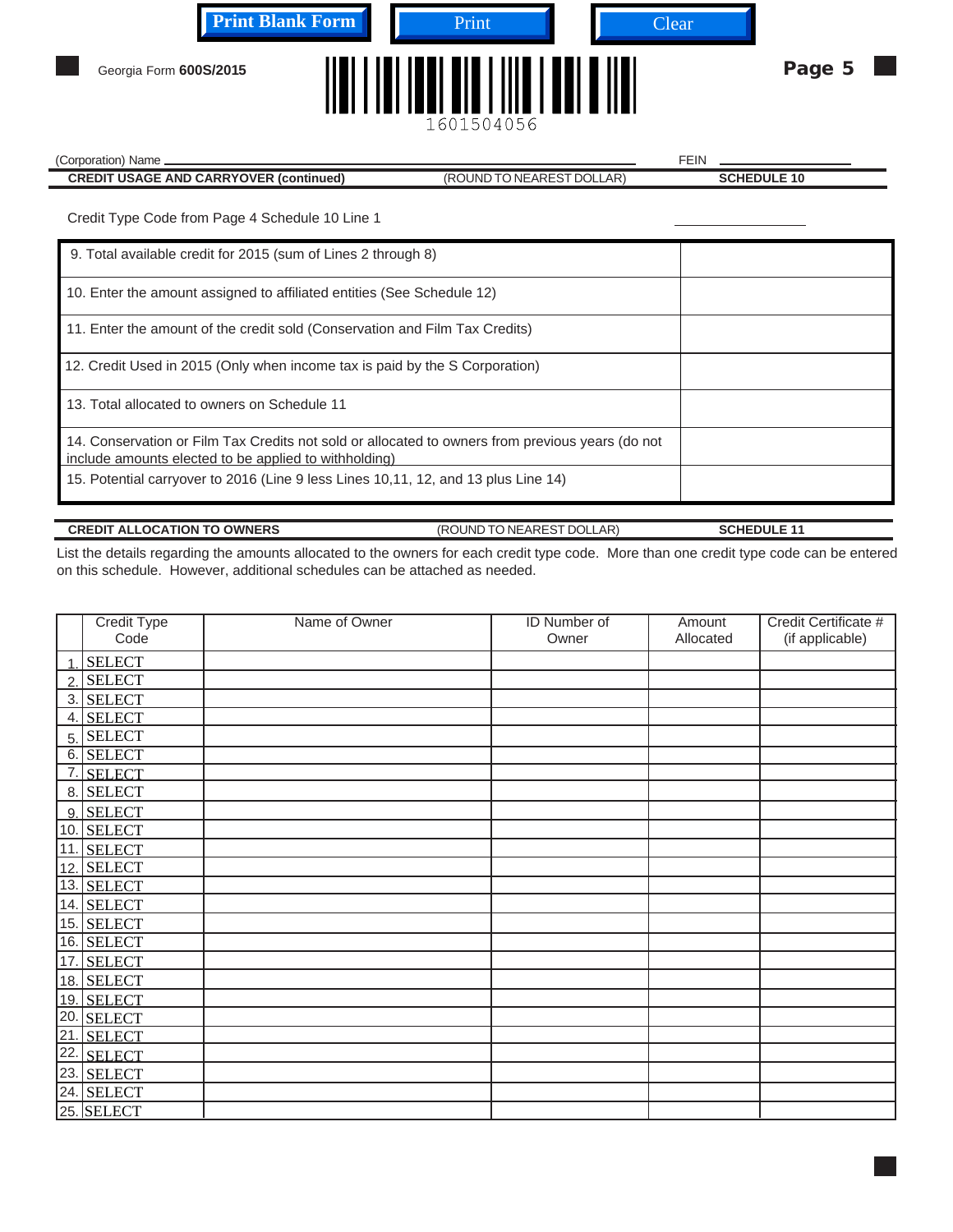Print Blank Form | Print | Clear

Georgia Form **600S/2015**

1601504056

**Page 5**

(Corporation) Name ______________________ FEIN ______________

**CREDIT USAGE AND CARRYOVER (continued)** (ROUND TO NEAREST DOLLAR) **SCHEDULE 10**

Credit Type Code from Page 4 Schedule 10 Line 1 ____________

| | |
|---|---|
| 9. Total available credit for 2015 (sum of Lines 2 through 8) | |
| 10. Enter the amount assigned to affiliated entities (See Schedule 12) | |
| 11. Enter the amount of the credit sold (Conservation and Film Tax Credits) | |
| 12. Credit Used in 2015 (Only when income tax is paid by the S Corporation) | |
| 13. Total allocated to owners on Schedule 11 | |
| 14. Conservation or Film Tax Credits not sold or allocated to owners from previous years (do not include amounts elected to be applied to withholding) | |
| 15. Potential carryover to 2016 (Line 9 less Lines 10,11, 12, and 13 plus Line 14) | |

**CREDIT ALLOCATION TO OWNERS** (ROUND TO NEAREST DOLLAR) **SCHEDULE 11**

List the details regarding the amounts allocated to the owners for each credit type code. More than one credit type code can be entered on this schedule. However, additional schedules can be attached as needed.

| | Credit Type Code | Name of Owner | ID Number of Owner | Amount Allocated | Credit Certificate # (if applicable) |
|---|---|---|---|---|---|
| 1. | SELECT | | | | |
| 2. | SELECT | | | | |
| 3. | SELECT | | | | |
| 4. | SELECT | | | | |
| 5. | SELECT | | | | |
| 6. | SELECT | | | | |
| 7. | SELECT | | | | |
| 8. | SELECT | | | | |
| 9. | SELECT | | | | |
| 10. | SELECT | | | | |
| 11. | SELECT | | | | |
| 12. | SELECT | | | | |
| 13. | SELECT | | | | |
| 14. | SELECT | | | | |
| 15. | SELECT | | | | |
| 16. | SELECT | | | | |
| 17. | SELECT | | | | |
| 18. | SELECT | | | | |
| 19. | SELECT | | | | |
| 20. | SELECT | | | | |
| 21. | SELECT | | | | |
| 22. | SELECT | | | | |
| 23. | SELECT | | | | |
| 24. | SELECT | | | | |
| 25. | SELECT | | | | |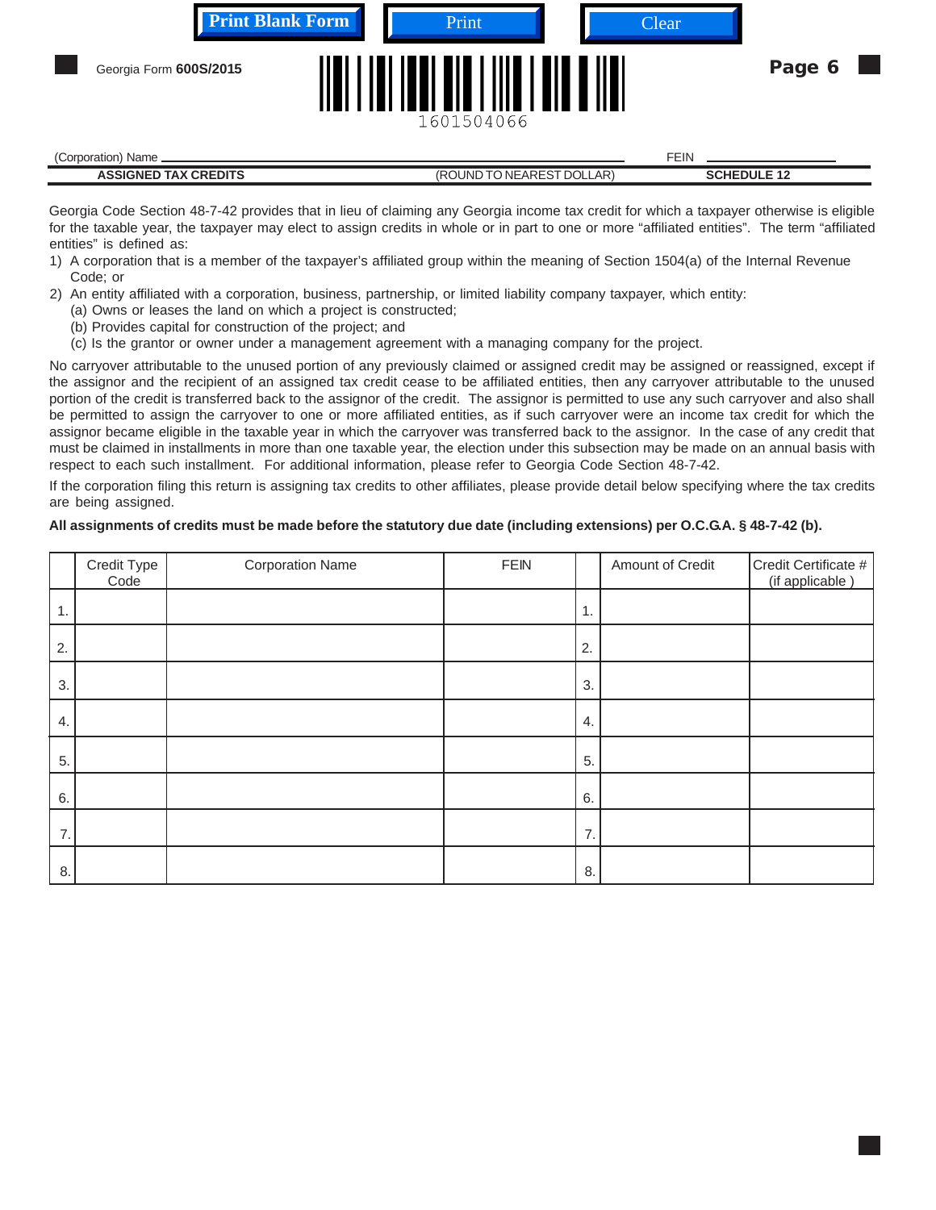Georgia Form **600S/2015**

1601504066

(Corporation) Name ______________________ FEIN ____________

**ASSIGNED TAX CREDITS** (ROUND TO NEAREST DOLLAR) **SCHEDULE 12**

Georgia Code Section 48-7-42 provides that in lieu of claiming any Georgia income tax credit for which a taxpayer otherwise is eligible for the taxable year, the taxpayer may elect to assign credits in whole or in part to one or more "affiliated entities". The term "affiliated entities" is defined as:

1) A corporation that is a member of the taxpayer's affiliated group within the meaning of Section 1504(a) of the Internal Revenue Code; or
2) An entity affiliated with a corporation, business, partnership, or limited liability company taxpayer, which entity:
   (a) Owns or leases the land on which a project is constructed;
   (b) Provides capital for construction of the project; and
   (c) Is the grantor or owner under a management agreement with a managing company for the project.

No carryover attributable to the unused portion of any previously claimed or assigned credit may be assigned or reassigned, except if the assignor and the recipient of an assigned tax credit cease to be affiliated entities, then any carryover attributable to the unused portion of the credit is transferred back to the assignor of the credit. The assignor is permitted to use any such carryover and also shall be permitted to assign the carryover to one or more affiliated entities, as if such carryover were an income tax credit for which the assignor became eligible in the taxable year in which the carryover was transferred back to the assignor. In the case of any credit that must be claimed in installments in more than one taxable year, the election under this subsection may be made on an annual basis with respect to each such installment. For additional information, please refer to Georgia Code Section 48-7-42.

If the corporation filing this return is assigning tax credits to other affiliates, please provide detail below specifying where the tax credits are being assigned.

**All assignments of credits must be made before the statutory due date (including extensions) per O.C.G.A. § 48-7-42 (b).**

| | Credit Type Code | Corporation Name | FEIN | | Amount of Credit | Credit Certificate # (if applicable ) |
|---|---|---|---|---|---|---|
| 1. | | | | 1. | | |
| 2. | | | | 2. | | |
| 3. | | | | 3. | | |
| 4. | | | | 4. | | |
| 5. | | | | 5. | | |
| 6. | | | | 6. | | |
| 7. | | | | 7. | | |
| 8. | | | | 8. | | |